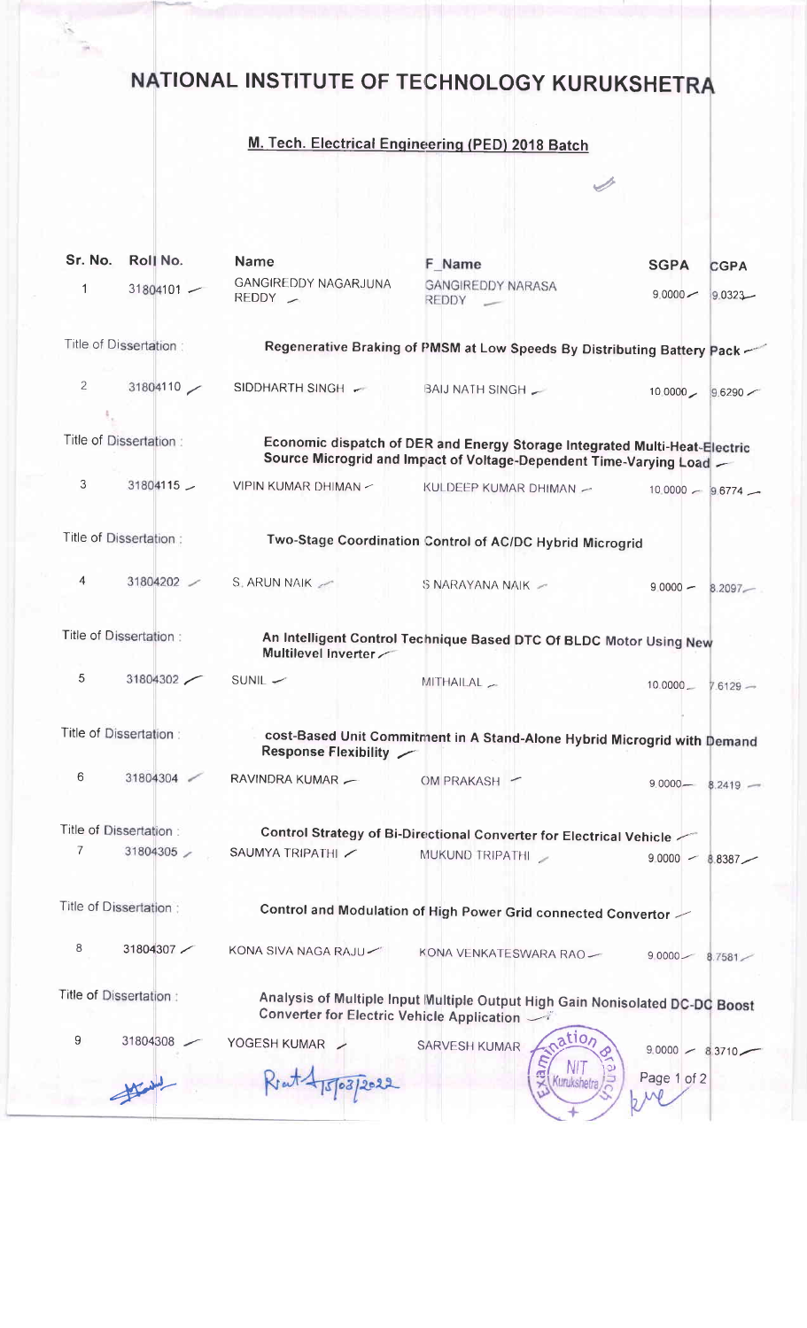# NATIONAL INSTITUTE OF TECHNOLOGY KURUKSHETRA

## M. Tech. Electrical Engineering (PED) 2018 Batch

| Sr. No. | Roll No. | Name | F_Name | SGPA | CGPA |
|---|---|---|---|---|---|
| 1 | 31804101 | GANGIREDDY NAGARJUNA REDDY | GANGIREDDY NARASA REDDY | 9.0000 | 9.0323 |
| Title of Dissertation : | | Regenerative Braking of PMSM at Low Speeds By Distributing Battery Pack | | | |
| 2 | 31804110 | SIDDHARTH SINGH | BAIJ NATH SINGH | 10.0000 | 9.6290 |
| Title of Dissertation : | | Economic dispatch of DER and Energy Storage Integrated Multi-Heat-Electric Source Microgrid and Impact of Voltage-Dependent Time-Varying Load | | | |
| 3 | 31804115 | VIPIN KUMAR DHIMAN | KULDEEP KUMAR DHIMAN | 10.0000 | 9.6774 |
| Title of Dissertation : | | Two-Stage Coordination Control of AC/DC Hybrid Microgrid | | | |
| 4 | 31804202 | S. ARUN NAIK | S NARAYANA NAIK | 9.0000 | 8.2097 |
| Title of Dissertation : | | An Intelligent Control Technique Based DTC Of BLDC Motor Using New Multilevel Inverter | | | |
| 5 | 31804302 | SUNIL | MITHAILAL | 10.0000 | 7.6129 |
| Title of Dissertation : | | cost-Based Unit Commitment in A Stand-Alone Hybrid Microgrid with Demand Response Flexibility | | | |
| 6 | 31804304 | RAVINDRA KUMAR | OM PRAKASH | 9.0000 | 8.2419 |
| Title of Dissertation : | | Control Strategy of Bi-Directional Converter for Electrical Vehicle | | | |
| 7 | 31804305 | SAUMYA TRIPATHI | MUKUND TRIPATHI | 9.0000 | 8.8387 |
| Title of Dissertation : | | Control and Modulation of High Power Grid connected Convertor | | | |
| 8 | 31804307 | KONA SIVA NAGA RAJU | KONA VENKATESWARA RAO | 9.0000 | 8.7581 |
| Title of Dissertation : | | Analysis of Multiple Input Multiple Output High Gain Nonisolated DC-DC Boost Converter for Electric Vehicle Application | | | |
| 9 | 31804308 | YOGESH KUMAR | SARVESH KUMAR | 9.0000 | 8.3710 |

Examination Branch NIT Kurukshetra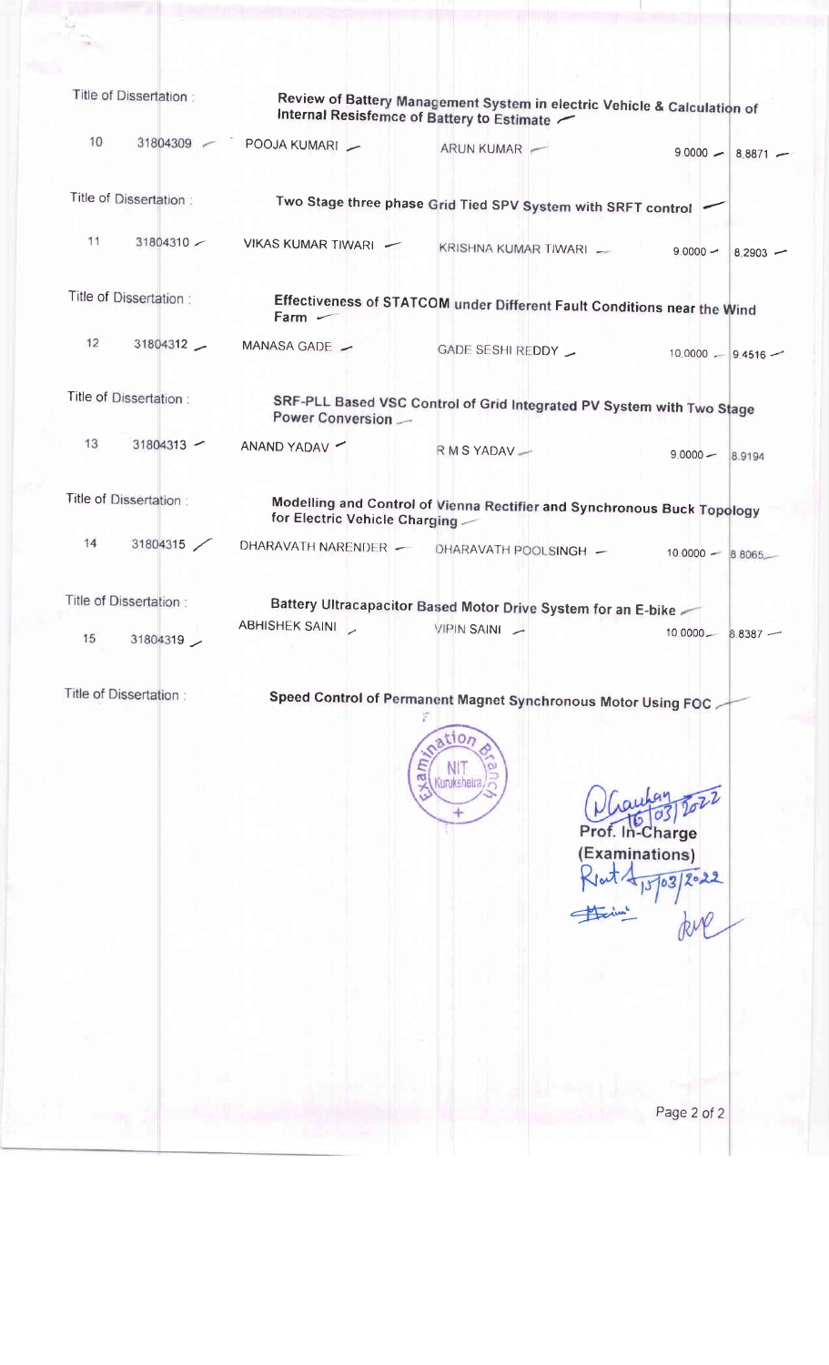Title of Dissertation : Review of Battery Management System in electric Vehicle & Calculation of Internal Resisfemce of Battery to Estimate

| | | | | | |
|---|---|---|---|---|---|
| 10 | 31804309 | POOJA KUMARI | ARUN KUMAR | 9.0000 | 8.8871 |

Title of Dissertation : Two Stage three phase Grid Tied SPV System with SRFT control

| | | | | | |
|---|---|---|---|---|---|
| 11 | 31804310 | VIKAS KUMAR TIWARI | KRISHNA KUMAR TIWARI | 9.0000 | 8.2903 |

Title of Dissertation : Effectiveness of STATCOM under Different Fault Conditions near the Wind Farm

| | | | | | |
|---|---|---|---|---|---|
| 12 | 31804312 | MANASA GADE | GADE SESHI REDDY | 10.0000 | 9.4516 |

Title of Dissertation : SRF-PLL Based VSC Control of Grid Integrated PV System with Two Stage Power Conversion

| | | | | | |
|---|---|---|---|---|---|
| 13 | 31804313 | ANAND YADAV | R M S YADAV | 9.0000 | 8.9194 |

Title of Dissertation : Modelling and Control of Vienna Rectifier and Synchronous Buck Topology for Electric Vehicle Charging

| | | | | | |
|---|---|---|---|---|---|
| 14 | 31804315 | DHARAVATH NARENDER | DHARAVATH POOLSINGH | 10.0000 | 8.8065 |

Title of Dissertation : Battery Ultracapacitor Based Motor Drive System for an E-bike

| | | | | | |
|---|---|---|---|---|---|
| 15 | 31804319 | ABHISHEK SAINI | VIPIN SAINI | 10.0000 | 8.8387 |

Title of Dissertation : Speed Control of Permanent Magnet Synchronous Motor Using FOC

Examination Branch NIT Kurukshetra

16/03/2022

**Prof. In-Charge**
**(Examinations)**

15/03/2022